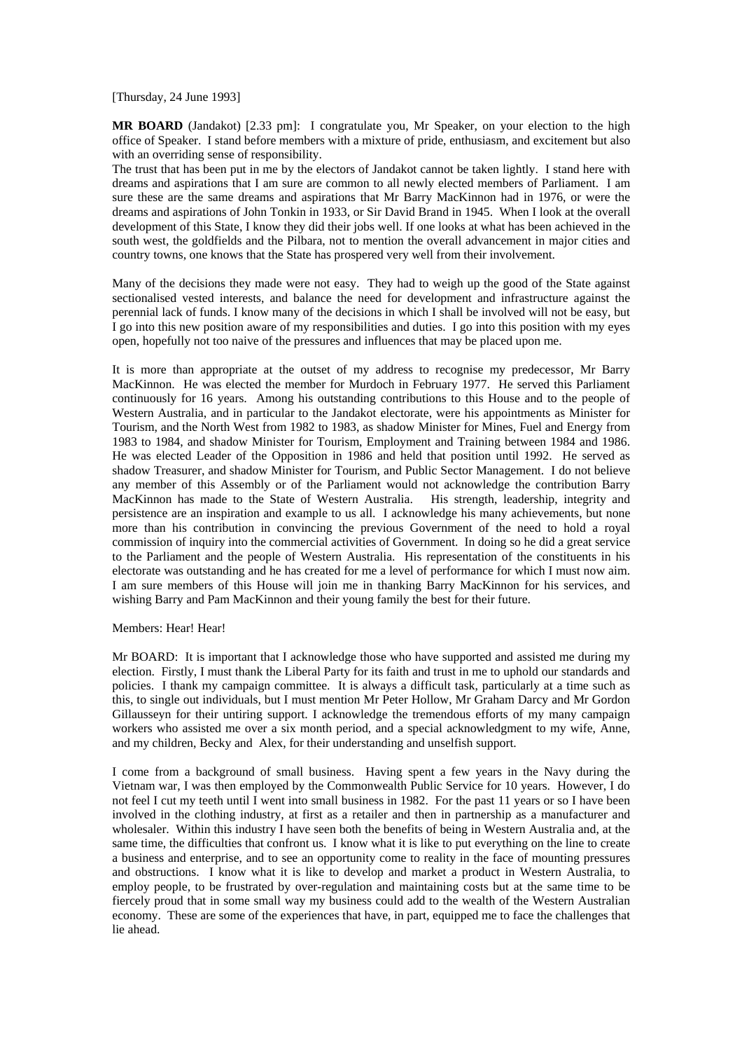[Thursday, 24 June 1993]

**MR BOARD** (Jandakot) [2.33 pm]: I congratulate you, Mr Speaker, on your election to the high office of Speaker. I stand before members with a mixture of pride, enthusiasm, and excitement but also with an overriding sense of responsibility.

The trust that has been put in me by the electors of Jandakot cannot be taken lightly. I stand here with dreams and aspirations that I am sure are common to all newly elected members of Parliament. I am sure these are the same dreams and aspirations that Mr Barry MacKinnon had in 1976, or were the dreams and aspirations of John Tonkin in 1933, or Sir David Brand in 1945. When I look at the overall development of this State, I know they did their jobs well. If one looks at what has been achieved in the south west, the goldfields and the Pilbara, not to mention the overall advancement in major cities and country towns, one knows that the State has prospered very well from their involvement.

Many of the decisions they made were not easy. They had to weigh up the good of the State against sectionalised vested interests, and balance the need for development and infrastructure against the perennial lack of funds. I know many of the decisions in which I shall be involved will not be easy, but I go into this new position aware of my responsibilities and duties. I go into this position with my eyes open, hopefully not too naive of the pressures and influences that may be placed upon me.

It is more than appropriate at the outset of my address to recognise my predecessor, Mr Barry MacKinnon. He was elected the member for Murdoch in February 1977. He served this Parliament continuously for 16 years. Among his outstanding contributions to this House and to the people of Western Australia, and in particular to the Jandakot electorate, were his appointments as Minister for Tourism, and the North West from 1982 to 1983, as shadow Minister for Mines, Fuel and Energy from 1983 to 1984, and shadow Minister for Tourism, Employment and Training between 1984 and 1986. He was elected Leader of the Opposition in 1986 and held that position until 1992. He served as shadow Treasurer, and shadow Minister for Tourism, and Public Sector Management. I do not believe any member of this Assembly or of the Parliament would not acknowledge the contribution Barry MacKinnon has made to the State of Western Australia. His strength, leadership, integrity and persistence are an inspiration and example to us all. I acknowledge his many achievements, but none more than his contribution in convincing the previous Government of the need to hold a royal commission of inquiry into the commercial activities of Government. In doing so he did a great service to the Parliament and the people of Western Australia. His representation of the constituents in his electorate was outstanding and he has created for me a level of performance for which I must now aim. I am sure members of this House will join me in thanking Barry MacKinnon for his services, and wishing Barry and Pam MacKinnon and their young family the best for their future.

Members: Hear! Hear!

Mr BOARD: It is important that I acknowledge those who have supported and assisted me during my election. Firstly, I must thank the Liberal Party for its faith and trust in me to uphold our standards and policies. I thank my campaign committee. It is always a difficult task, particularly at a time such as this, to single out individuals, but I must mention Mr Peter Hollow, Mr Graham Darcy and Mr Gordon Gillausseyn for their untiring support. I acknowledge the tremendous efforts of my many campaign workers who assisted me over a six month period, and a special acknowledgment to my wife, Anne, and my children, Becky and Alex, for their understanding and unselfish support.

I come from a background of small business. Having spent a few years in the Navy during the Vietnam war, I was then employed by the Commonwealth Public Service for 10 years. However, I do not feel I cut my teeth until I went into small business in 1982. For the past 11 years or so I have been involved in the clothing industry, at first as a retailer and then in partnership as a manufacturer and wholesaler. Within this industry I have seen both the benefits of being in Western Australia and, at the same time, the difficulties that confront us. I know what it is like to put everything on the line to create a business and enterprise, and to see an opportunity come to reality in the face of mounting pressures and obstructions. I know what it is like to develop and market a product in Western Australia, to employ people, to be frustrated by over-regulation and maintaining costs but at the same time to be fiercely proud that in some small way my business could add to the wealth of the Western Australian economy. These are some of the experiences that have, in part, equipped me to face the challenges that lie ahead.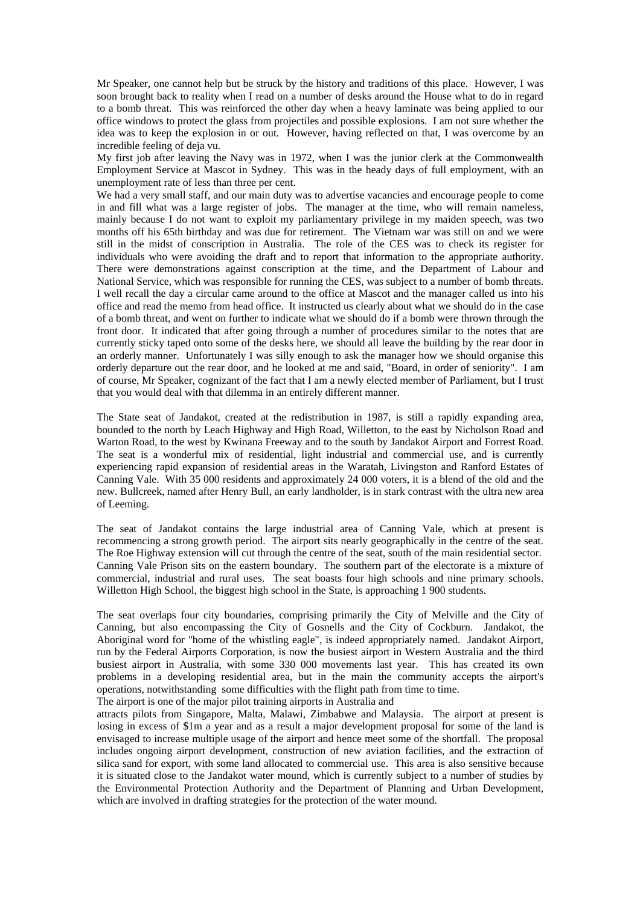Mr Speaker, one cannot help but be struck by the history and traditions of this place. However, I was soon brought back to reality when I read on a number of desks around the House what to do in regard to a bomb threat. This was reinforced the other day when a heavy laminate was being applied to our office windows to protect the glass from projectiles and possible explosions. I am not sure whether the idea was to keep the explosion in or out. However, having reflected on that, I was overcome by an incredible feeling of deja vu.

My first job after leaving the Navy was in 1972, when I was the junior clerk at the Commonwealth Employment Service at Mascot in Sydney. This was in the heady days of full employment, with an unemployment rate of less than three per cent.

We had a very small staff, and our main duty was to advertise vacancies and encourage people to come in and fill what was a large register of jobs. The manager at the time, who will remain nameless, mainly because I do not want to exploit my parliamentary privilege in my maiden speech, was two months off his 65th birthday and was due for retirement. The Vietnam war was still on and we were still in the midst of conscription in Australia. The role of the CES was to check its register for individuals who were avoiding the draft and to report that information to the appropriate authority. There were demonstrations against conscription at the time, and the Department of Labour and National Service, which was responsible for running the CES, was subject to a number of bomb threats. I well recall the day a circular came around to the office at Mascot and the manager called us into his office and read the memo from head office. It instructed us clearly about what we should do in the case of a bomb threat, and went on further to indicate what we should do if a bomb were thrown through the front door. It indicated that after going through a number of procedures similar to the notes that are currently sticky taped onto some of the desks here, we should all leave the building by the rear door in an orderly manner. Unfortunately I was silly enough to ask the manager how we should organise this orderly departure out the rear door, and he looked at me and said, "Board, in order of seniority". I am of course, Mr Speaker, cognizant of the fact that I am a newly elected member of Parliament, but I trust that you would deal with that dilemma in an entirely different manner.

The State seat of Jandakot, created at the redistribution in 1987, is still a rapidly expanding area, bounded to the north by Leach Highway and High Road, Willetton, to the east by Nicholson Road and Warton Road, to the west by Kwinana Freeway and to the south by Jandakot Airport and Forrest Road. The seat is a wonderful mix of residential, light industrial and commercial use, and is currently experiencing rapid expansion of residential areas in the Waratah, Livingston and Ranford Estates of Canning Vale. With 35 000 residents and approximately 24 000 voters, it is a blend of the old and the new. Bullcreek, named after Henry Bull, an early landholder, is in stark contrast with the ultra new area of Leeming.

The seat of Jandakot contains the large industrial area of Canning Vale, which at present is recommencing a strong growth period. The airport sits nearly geographically in the centre of the seat. The Roe Highway extension will cut through the centre of the seat, south of the main residential sector. Canning Vale Prison sits on the eastern boundary. The southern part of the electorate is a mixture of commercial, industrial and rural uses. The seat boasts four high schools and nine primary schools. Willetton High School, the biggest high school in the State, is approaching 1 900 students.

The seat overlaps four city boundaries, comprising primarily the City of Melville and the City of Canning, but also encompassing the City of Gosnells and the City of Cockburn. Jandakot, the Aboriginal word for "home of the whistling eagle", is indeed appropriately named. Jandakot Airport, run by the Federal Airports Corporation, is now the busiest airport in Western Australia and the third busiest airport in Australia, with some 330 000 movements last year. This has created its own problems in a developing residential area, but in the main the community accepts the airport's operations, notwithstanding some difficulties with the flight path from time to time.

The airport is one of the major pilot training airports in Australia and attracts pilots from Singapore, Malta, Malawi, Zimbabwe and Malaysia. The airport at present is losing in excess of $1m a year and as a result a major development proposal for some of the land is envisaged to increase multiple usage of the airport and hence meet some of the shortfall. The proposal includes ongoing airport development, construction of new aviation facilities, and the extraction of silica sand for export, with some land allocated to commercial use. This area is also sensitive because it is situated close to the Jandakot water mound, which is currently subject to a number of studies by the Environmental Protection Authority and the Department of Planning and Urban Development, which are involved in drafting strategies for the protection of the water mound.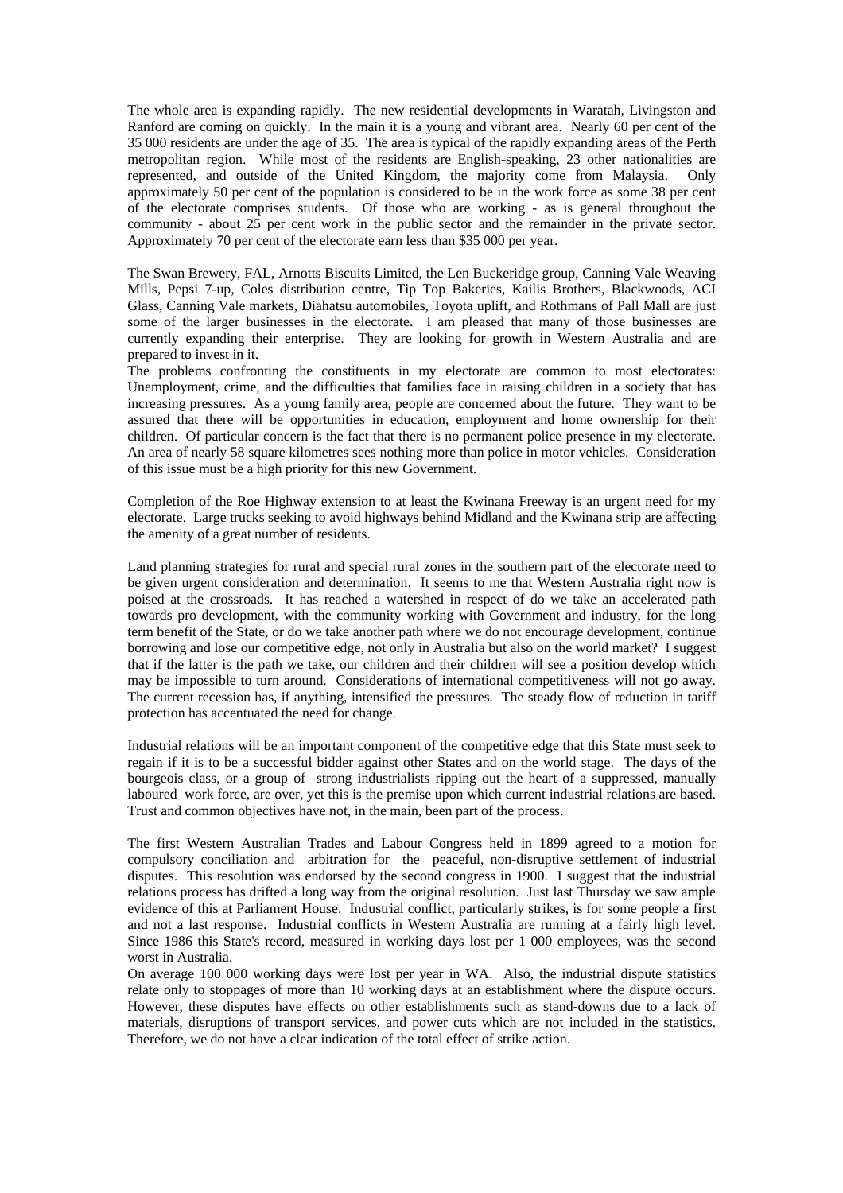The whole area is expanding rapidly. The new residential developments in Waratah, Livingston and Ranford are coming on quickly. In the main it is a young and vibrant area. Nearly 60 per cent of the 35 000 residents are under the age of 35. The area is typical of the rapidly expanding areas of the Perth metropolitan region. While most of the residents are English-speaking, 23 other nationalities are represented, and outside of the United Kingdom, the majority come from Malaysia. Only approximately 50 per cent of the population is considered to be in the work force as some 38 per cent of the electorate comprises students. Of those who are working - as is general throughout the community - about 25 per cent work in the public sector and the remainder in the private sector. Approximately 70 per cent of the electorate earn less than $35 000 per year.

The Swan Brewery, FAL, Arnotts Biscuits Limited, the Len Buckeridge group, Canning Vale Weaving Mills, Pepsi 7-up, Coles distribution centre, Tip Top Bakeries, Kailis Brothers, Blackwoods, ACI Glass, Canning Vale markets, Diahatsu automobiles, Toyota uplift, and Rothmans of Pall Mall are just some of the larger businesses in the electorate. I am pleased that many of those businesses are currently expanding their enterprise. They are looking for growth in Western Australia and are prepared to invest in it.

The problems confronting the constituents in my electorate are common to most electorates: Unemployment, crime, and the difficulties that families face in raising children in a society that has increasing pressures. As a young family area, people are concerned about the future. They want to be assured that there will be opportunities in education, employment and home ownership for their children. Of particular concern is the fact that there is no permanent police presence in my electorate. An area of nearly 58 square kilometres sees nothing more than police in motor vehicles. Consideration of this issue must be a high priority for this new Government.

Completion of the Roe Highway extension to at least the Kwinana Freeway is an urgent need for my electorate. Large trucks seeking to avoid highways behind Midland and the Kwinana strip are affecting the amenity of a great number of residents.

Land planning strategies for rural and special rural zones in the southern part of the electorate need to be given urgent consideration and determination. It seems to me that Western Australia right now is poised at the crossroads. It has reached a watershed in respect of do we take an accelerated path towards pro development, with the community working with Government and industry, for the long term benefit of the State, or do we take another path where we do not encourage development, continue borrowing and lose our competitive edge, not only in Australia but also on the world market? I suggest that if the latter is the path we take, our children and their children will see a position develop which may be impossible to turn around. Considerations of international competitiveness will not go away. The current recession has, if anything, intensified the pressures. The steady flow of reduction in tariff protection has accentuated the need for change.

Industrial relations will be an important component of the competitive edge that this State must seek to regain if it is to be a successful bidder against other States and on the world stage. The days of the bourgeois class, or a group of strong industrialists ripping out the heart of a suppressed, manually laboured work force, are over, yet this is the premise upon which current industrial relations are based. Trust and common objectives have not, in the main, been part of the process.

The first Western Australian Trades and Labour Congress held in 1899 agreed to a motion for compulsory conciliation and arbitration for the peaceful, non-disruptive settlement of industrial disputes. This resolution was endorsed by the second congress in 1900. I suggest that the industrial relations process has drifted a long way from the original resolution. Just last Thursday we saw ample evidence of this at Parliament House. Industrial conflict, particularly strikes, is for some people a first and not a last response. Industrial conflicts in Western Australia are running at a fairly high level. Since 1986 this State's record, measured in working days lost per 1 000 employees, was the second worst in Australia.

On average 100 000 working days were lost per year in WA. Also, the industrial dispute statistics relate only to stoppages of more than 10 working days at an establishment where the dispute occurs. However, these disputes have effects on other establishments such as stand-downs due to a lack of materials, disruptions of transport services, and power cuts which are not included in the statistics. Therefore, we do not have a clear indication of the total effect of strike action.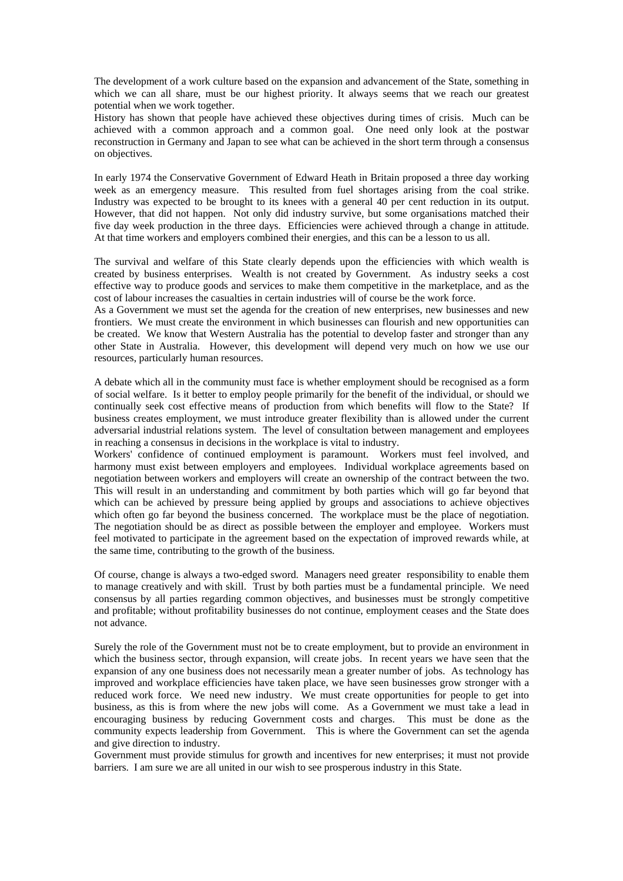The development of a work culture based on the expansion and advancement of the State, something in which we can all share, must be our highest priority. It always seems that we reach our greatest potential when we work together.

History has shown that people have achieved these objectives during times of crisis. Much can be achieved with a common approach and a common goal. One need only look at the postwar reconstruction in Germany and Japan to see what can be achieved in the short term through a consensus on objectives.

In early 1974 the Conservative Government of Edward Heath in Britain proposed a three day working week as an emergency measure. This resulted from fuel shortages arising from the coal strike. Industry was expected to be brought to its knees with a general 40 per cent reduction in its output. However, that did not happen. Not only did industry survive, but some organisations matched their five day week production in the three days. Efficiencies were achieved through a change in attitude. At that time workers and employers combined their energies, and this can be a lesson to us all.

The survival and welfare of this State clearly depends upon the efficiencies with which wealth is created by business enterprises. Wealth is not created by Government. As industry seeks a cost effective way to produce goods and services to make them competitive in the marketplace, and as the cost of labour increases the casualties in certain industries will of course be the work force.

As a Government we must set the agenda for the creation of new enterprises, new businesses and new frontiers. We must create the environment in which businesses can flourish and new opportunities can be created. We know that Western Australia has the potential to develop faster and stronger than any other State in Australia. However, this development will depend very much on how we use our resources, particularly human resources.

A debate which all in the community must face is whether employment should be recognised as a form of social welfare. Is it better to employ people primarily for the benefit of the individual, or should we continually seek cost effective means of production from which benefits will flow to the State? If business creates employment, we must introduce greater flexibility than is allowed under the current adversarial industrial relations system. The level of consultation between management and employees in reaching a consensus in decisions in the workplace is vital to industry.

Workers' confidence of continued employment is paramount. Workers must feel involved, and harmony must exist between employers and employees. Individual workplace agreements based on negotiation between workers and employers will create an ownership of the contract between the two. This will result in an understanding and commitment by both parties which will go far beyond that which can be achieved by pressure being applied by groups and associations to achieve objectives which often go far beyond the business concerned. The workplace must be the place of negotiation. The negotiation should be as direct as possible between the employer and employee. Workers must feel motivated to participate in the agreement based on the expectation of improved rewards while, at the same time, contributing to the growth of the business.

Of course, change is always a two-edged sword. Managers need greater responsibility to enable them to manage creatively and with skill. Trust by both parties must be a fundamental principle. We need consensus by all parties regarding common objectives, and businesses must be strongly competitive and profitable; without profitability businesses do not continue, employment ceases and the State does not advance.

Surely the role of the Government must not be to create employment, but to provide an environment in which the business sector, through expansion, will create jobs. In recent years we have seen that the expansion of any one business does not necessarily mean a greater number of jobs. As technology has improved and workplace efficiencies have taken place, we have seen businesses grow stronger with a reduced work force. We need new industry. We must create opportunities for people to get into business, as this is from where the new jobs will come. As a Government we must take a lead in encouraging business by reducing Government costs and charges. This must be done as the community expects leadership from Government. This is where the Government can set the agenda and give direction to industry.

Government must provide stimulus for growth and incentives for new enterprises; it must not provide barriers. I am sure we are all united in our wish to see prosperous industry in this State.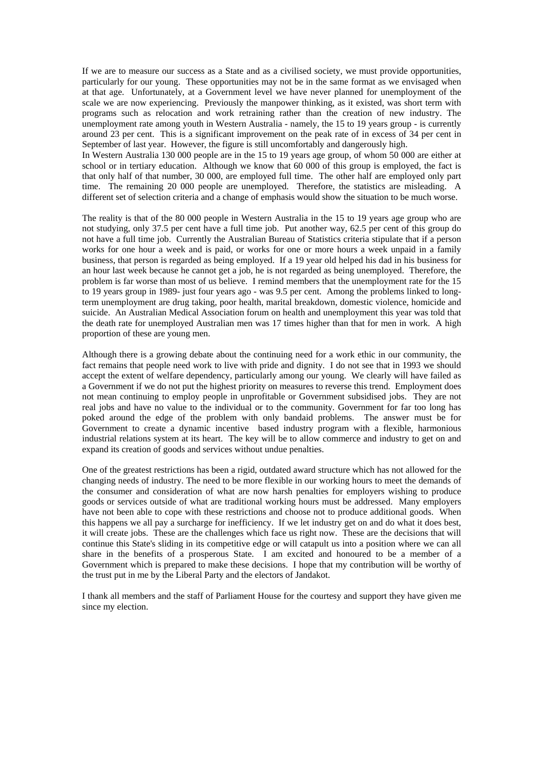If we are to measure our success as a State and as a civilised society, we must provide opportunities, particularly for our young. These opportunities may not be in the same format as we envisaged when at that age. Unfortunately, at a Government level we have never planned for unemployment of the scale we are now experiencing. Previously the manpower thinking, as it existed, was short term with programs such as relocation and work retraining rather than the creation of new industry. The unemployment rate among youth in Western Australia - namely, the 15 to 19 years group - is currently around 23 per cent. This is a significant improvement on the peak rate of in excess of 34 per cent in September of last year. However, the figure is still uncomfortably and dangerously high.

In Western Australia 130 000 people are in the 15 to 19 years age group, of whom 50 000 are either at school or in tertiary education. Although we know that 60 000 of this group is employed, the fact is that only half of that number, 30 000, are employed full time. The other half are employed only part time. The remaining 20 000 people are unemployed. Therefore, the statistics are misleading. A different set of selection criteria and a change of emphasis would show the situation to be much worse.

The reality is that of the 80 000 people in Western Australia in the 15 to 19 years age group who are not studying, only 37.5 per cent have a full time job. Put another way, 62.5 per cent of this group do not have a full time job. Currently the Australian Bureau of Statistics criteria stipulate that if a person works for one hour a week and is paid, or works for one or more hours a week unpaid in a family business, that person is regarded as being employed. If a 19 year old helped his dad in his business for an hour last week because he cannot get a job, he is not regarded as being unemployed. Therefore, the problem is far worse than most of us believe. I remind members that the unemployment rate for the 15 to 19 years group in 1989- just four years ago - was 9.5 per cent. Among the problems linked to long-term unemployment are drug taking, poor health, marital breakdown, domestic violence, homicide and suicide. An Australian Medical Association forum on health and unemployment this year was told that the death rate for unemployed Australian men was 17 times higher than that for men in work. A high proportion of these are young men.

Although there is a growing debate about the continuing need for a work ethic in our community, the fact remains that people need work to live with pride and dignity. I do not see that in 1993 we should accept the extent of welfare dependency, particularly among our young. We clearly will have failed as a Government if we do not put the highest priority on measures to reverse this trend. Employment does not mean continuing to employ people in unprofitable or Government subsidised jobs. They are not real jobs and have no value to the individual or to the community. Government for far too long has poked around the edge of the problem with only bandaid problems. The answer must be for Government to create a dynamic incentive based industry program with a flexible, harmonious industrial relations system at its heart. The key will be to allow commerce and industry to get on and expand its creation of goods and services without undue penalties.

One of the greatest restrictions has been a rigid, outdated award structure which has not allowed for the changing needs of industry. The need to be more flexible in our working hours to meet the demands of the consumer and consideration of what are now harsh penalties for employers wishing to produce goods or services outside of what are traditional working hours must be addressed. Many employers have not been able to cope with these restrictions and choose not to produce additional goods. When this happens we all pay a surcharge for inefficiency. If we let industry get on and do what it does best, it will create jobs. These are the challenges which face us right now. These are the decisions that will continue this State's sliding in its competitive edge or will catapult us into a position where we can all share in the benefits of a prosperous State. I am excited and honoured to be a member of a Government which is prepared to make these decisions. I hope that my contribution will be worthy of the trust put in me by the Liberal Party and the electors of Jandakot.

I thank all members and the staff of Parliament House for the courtesy and support they have given me since my election.